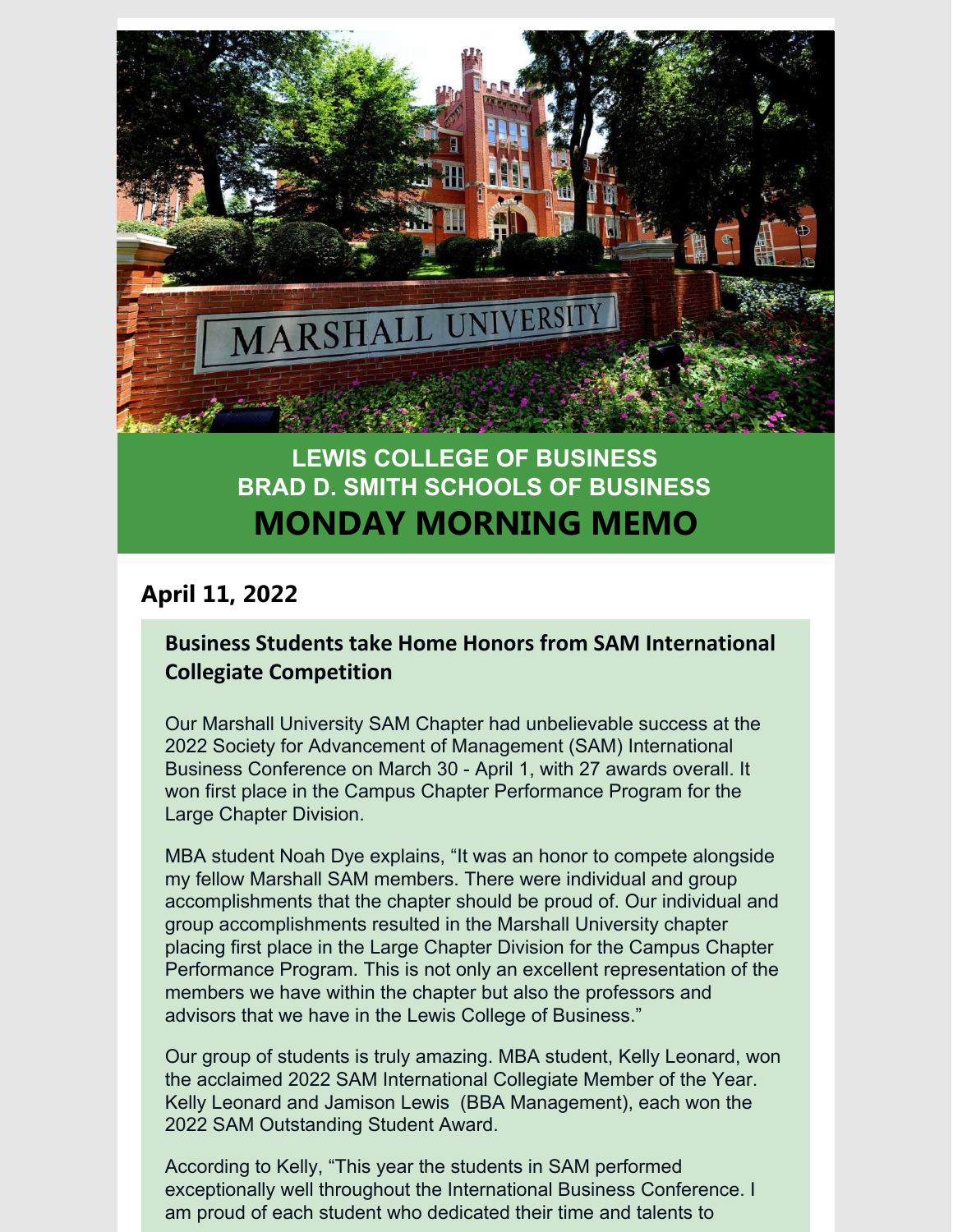# LEWIS COLLEGE OF BUSINESS
# BRAD D. SMITH SCHOOLS OF BUSINESS
# MONDAY MORNING MEMO

## April 11, 2022

### Business Students take Home Honors from SAM International Collegiate Competition

Our Marshall University SAM Chapter had unbelievable success at the 2022 Society for Advancement of Management (SAM) International Business Conference on March 30 - April 1, with 27 awards overall. It won first place in the Campus Chapter Performance Program for the Large Chapter Division.

MBA student Noah Dye explains, "It was an honor to compete alongside my fellow Marshall SAM members. There were individual and group accomplishments that the chapter should be proud of. Our individual and group accomplishments resulted in the Marshall University chapter placing first place in the Large Chapter Division for the Campus Chapter Performance Program. This is not only an excellent representation of the members we have within the chapter but also the professors and advisors that we have in the Lewis College of Business."

Our group of students is truly amazing. MBA student, Kelly Leonard, won the acclaimed 2022 SAM International Collegiate Member of the Year. Kelly Leonard and Jamison Lewis (BBA Management), each won the 2022 SAM Outstanding Student Award.

According to Kelly, "This year the students in SAM performed exceptionally well throughout the International Business Conference. I am proud of each student who dedicated their time and talents to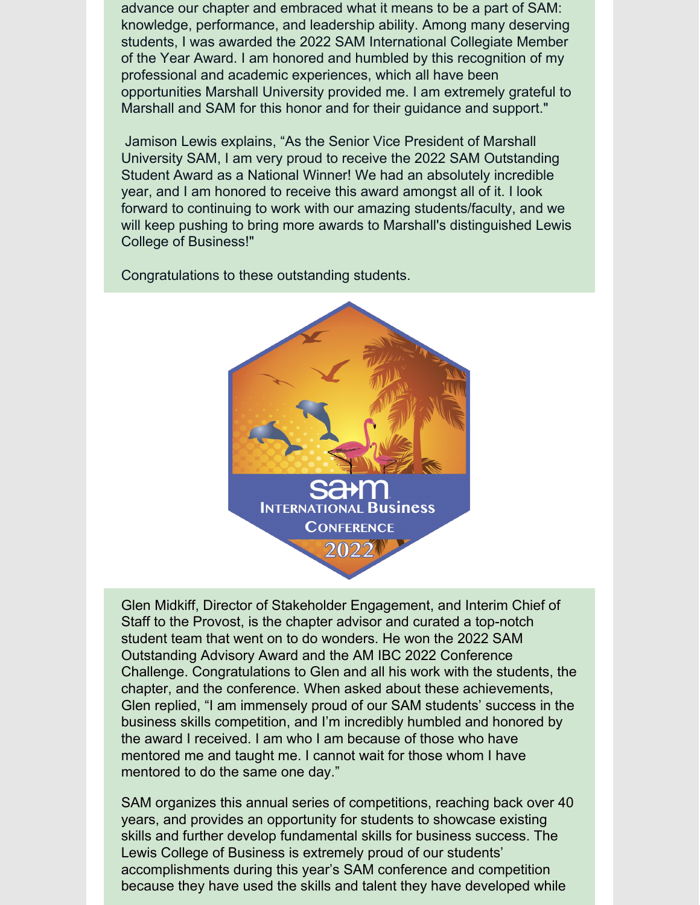advance our chapter and embraced what it means to be a part of SAM: knowledge, performance, and leadership ability. Among many deserving students, I was awarded the 2022 SAM International Collegiate Member of the Year Award. I am honored and humbled by this recognition of my professional and academic experiences, which all have been opportunities Marshall University provided me. I am extremely grateful to Marshall and SAM for this honor and for their guidance and support."

Jamison Lewis explains, "As the Senior Vice President of Marshall University SAM, I am very proud to receive the 2022 SAM Outstanding Student Award as a National Winner! We had an absolutely incredible year, and I am honored to receive this award amongst all of it. I look forward to continuing to work with our amazing students/faculty, and we will keep pushing to bring more awards to Marshall's distinguished Lewis College of Business!"

Congratulations to these outstanding students.

Glen Midkiff, Director of Stakeholder Engagement, and Interim Chief of Staff to the Provost, is the chapter advisor and curated a top-notch student team that went on to do wonders. He won the 2022 SAM Outstanding Advisory Award and the AM IBC 2022 Conference Challenge. Congratulations to Glen and all his work with the students, the chapter, and the conference. When asked about these achievements, Glen replied, "I am immensely proud of our SAM students' success in the business skills competition, and I'm incredibly humbled and honored by the award I received. I am who I am because of those who have mentored me and taught me. I cannot wait for those whom I have mentored to do the same one day."

SAM organizes this annual series of competitions, reaching back over 40 years, and provides an opportunity for students to showcase existing skills and further develop fundamental skills for business success. The Lewis College of Business is extremely proud of our students' accomplishments during this year's SAM conference and competition because they have used the skills and talent they have developed while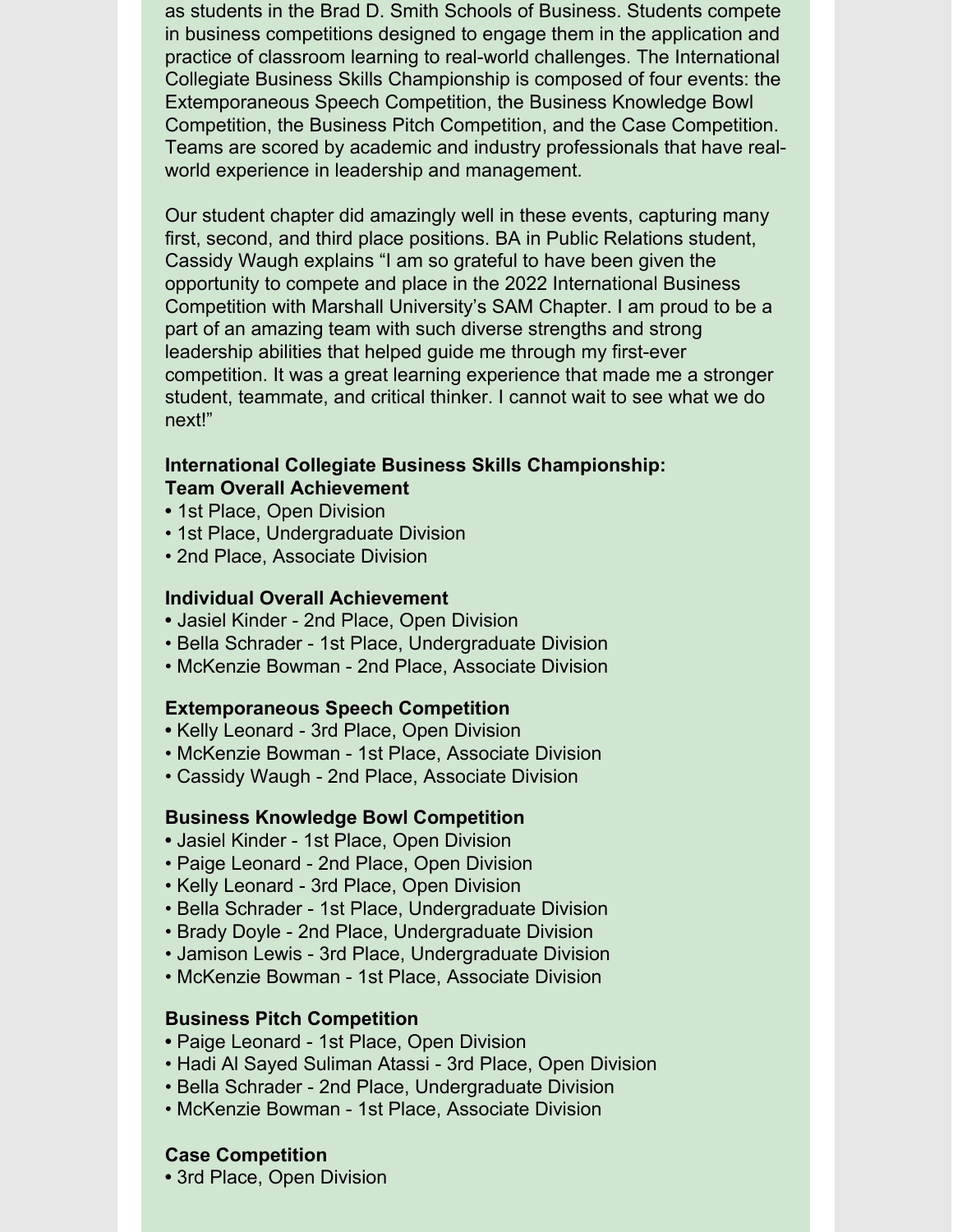as students in the Brad D. Smith Schools of Business. Students compete in business competitions designed to engage them in the application and practice of classroom learning to real-world challenges. The International Collegiate Business Skills Championship is composed of four events: the Extemporaneous Speech Competition, the Business Knowledge Bowl Competition, the Business Pitch Competition, and the Case Competition. Teams are scored by academic and industry professionals that have real-world experience in leadership and management.

Our student chapter did amazingly well in these events, capturing many first, second, and third place positions. BA in Public Relations student, Cassidy Waugh explains "I am so grateful to have been given the opportunity to compete and place in the 2022 International Business Competition with Marshall University's SAM Chapter. I am proud to be a part of an amazing team with such diverse strengths and strong leadership abilities that helped guide me through my first-ever competition. It was a great learning experience that made me a stronger student, teammate, and critical thinker. I cannot wait to see what we do next!"

**International Collegiate Business Skills Championship:**
**Team Overall Achievement**

- 1st Place, Open Division
- 1st Place, Undergraduate Division
- 2nd Place, Associate Division

**Individual Overall Achievement**

- Jasiel Kinder - 2nd Place, Open Division
- Bella Schrader - 1st Place, Undergraduate Division
- McKenzie Bowman - 2nd Place, Associate Division

**Extemporaneous Speech Competition**

- Kelly Leonard - 3rd Place, Open Division
- McKenzie Bowman - 1st Place, Associate Division
- Cassidy Waugh - 2nd Place, Associate Division

**Business Knowledge Bowl Competition**

- Jasiel Kinder - 1st Place, Open Division
- Paige Leonard - 2nd Place, Open Division
- Kelly Leonard - 3rd Place, Open Division
- Bella Schrader - 1st Place, Undergraduate Division
- Brady Doyle - 2nd Place, Undergraduate Division
- Jamison Lewis - 3rd Place, Undergraduate Division
- McKenzie Bowman - 1st Place, Associate Division

**Business Pitch Competition**

- Paige Leonard - 1st Place, Open Division
- Hadi Al Sayed Suliman Atassi - 3rd Place, Open Division
- Bella Schrader - 2nd Place, Undergraduate Division
- McKenzie Bowman - 1st Place, Associate Division

**Case Competition**

- 3rd Place, Open Division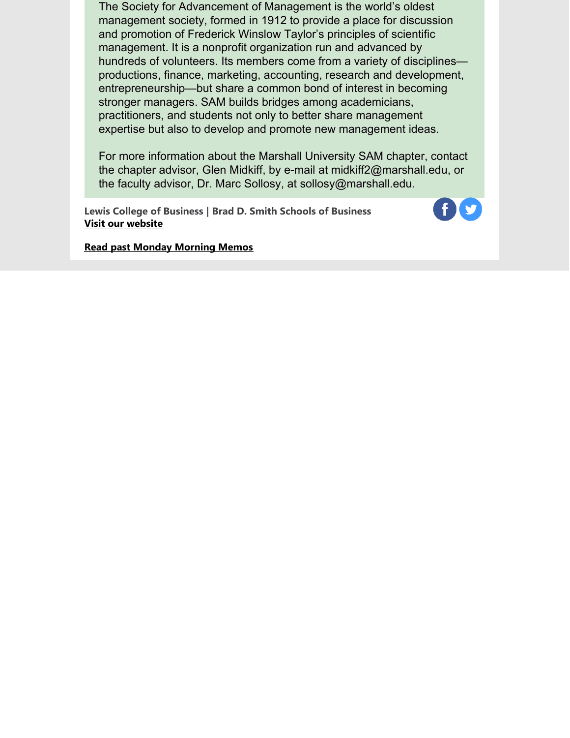The Society for Advancement of Management is the world's oldest management society, formed in 1912 to provide a place for discussion and promotion of Frederick Winslow Taylor's principles of scientific management. It is a nonprofit organization run and advanced by hundreds of volunteers. Its members come from a variety of disciplines—productions, finance, marketing, accounting, research and development, entrepreneurship—but share a common bond of interest in becoming stronger managers. SAM builds bridges among academicians, practitioners, and students not only to better share management expertise but also to develop and promote new management ideas.

For more information about the Marshall University SAM chapter, contact the chapter advisor, Glen Midkiff, by e-mail at midkiff2@marshall.edu, or the faculty advisor, Dr. Marc Sollosy, at sollosy@marshall.edu.

**Lewis College of Business | Brad D. Smith Schools of Business**
**Visit our website**

**Read past Monday Morning Memos**